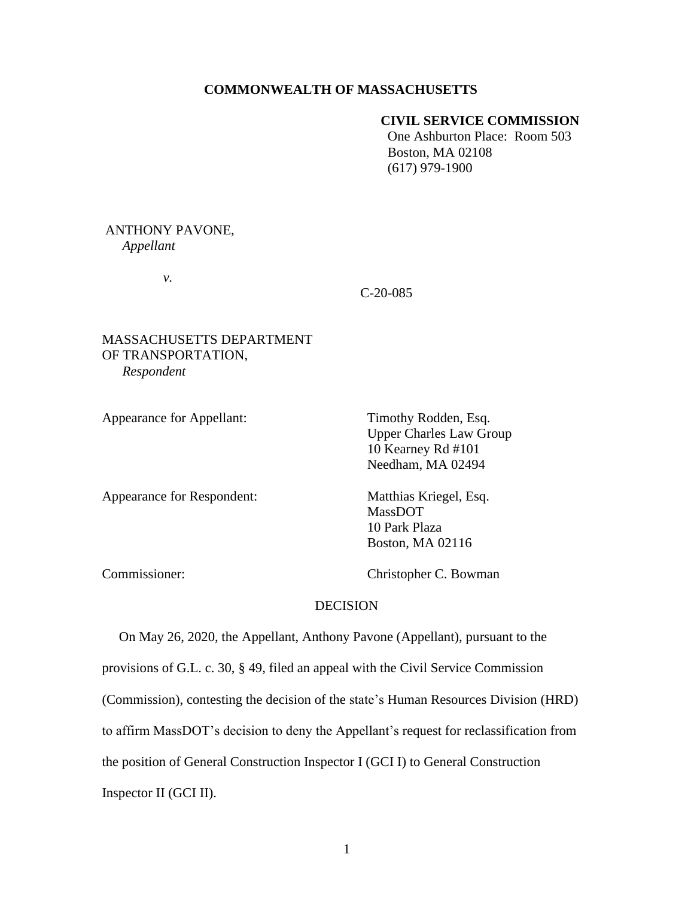**COMMONWEALTH OF MASSACHUSETTS**

**CIVIL SERVICE COMMISSION**
One Ashburton Place: Room 503
Boston, MA 02108
(617) 979-1900

ANTHONY PAVONE,
*Appellant*

*v.*

C-20-085

MASSACHUSETTS DEPARTMENT OF TRANSPORTATION,
*Respondent*

Appearance for Appellant: Timothy Rodden, Esq.
Upper Charles Law Group
10 Kearney Rd #101
Needham, MA 02494

Appearance for Respondent: Matthias Kriegel, Esq.
MassDOT
10 Park Plaza
Boston, MA 02116

Commissioner: Christopher C. Bowman

DECISION

On May 26, 2020, the Appellant, Anthony Pavone (Appellant), pursuant to the provisions of G.L. c. 30, § 49, filed an appeal with the Civil Service Commission (Commission), contesting the decision of the state's Human Resources Division (HRD) to affirm MassDOT's decision to deny the Appellant's request for reclassification from the position of General Construction Inspector I (GCI I) to General Construction Inspector II (GCI II).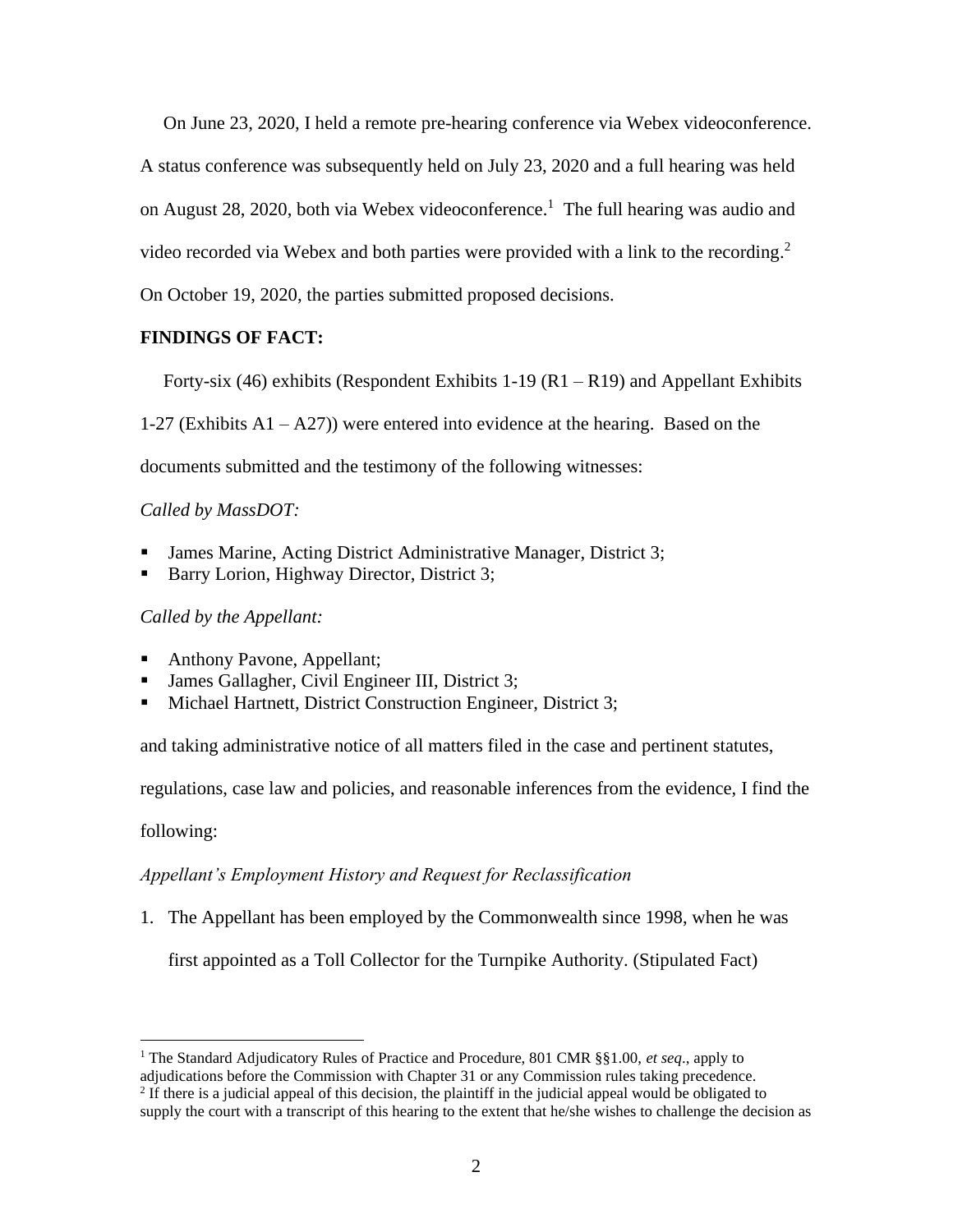On June 23, 2020, I held a remote pre-hearing conference via Webex videoconference. A status conference was subsequently held on July 23, 2020 and a full hearing was held on August 28, 2020, both via Webex videoconference.[1] The full hearing was audio and video recorded via Webex and both parties were provided with a link to the recording.[2] On October 19, 2020, the parties submitted proposed decisions.

**FINDINGS OF FACT:**

Forty-six (46) exhibits (Respondent Exhibits 1-19 (R1 – R19) and Appellant Exhibits 1-27 (Exhibits A1 – A27)) were entered into evidence at the hearing. Based on the documents submitted and the testimony of the following witnesses:

*Called by MassDOT:*

- James Marine, Acting District Administrative Manager, District 3;
- Barry Lorion, Highway Director, District 3;

*Called by the Appellant:*

- Anthony Pavone, Appellant;
- James Gallagher, Civil Engineer III, District 3;
- Michael Hartnett, District Construction Engineer, District 3;

and taking administrative notice of all matters filed in the case and pertinent statutes, regulations, case law and policies, and reasonable inferences from the evidence, I find the following:

*Appellant's Employment History and Request for Reclassification*

1. The Appellant has been employed by the Commonwealth since 1998, when he was first appointed as a Toll Collector for the Turnpike Authority. (Stipulated Fact)

---

[1] The Standard Adjudicatory Rules of Practice and Procedure, 801 CMR §§1.00, *et seq*., apply to adjudications before the Commission with Chapter 31 or any Commission rules taking precedence.

[2] If there is a judicial appeal of this decision, the plaintiff in the judicial appeal would be obligated to supply the court with a transcript of this hearing to the extent that he/she wishes to challenge the decision as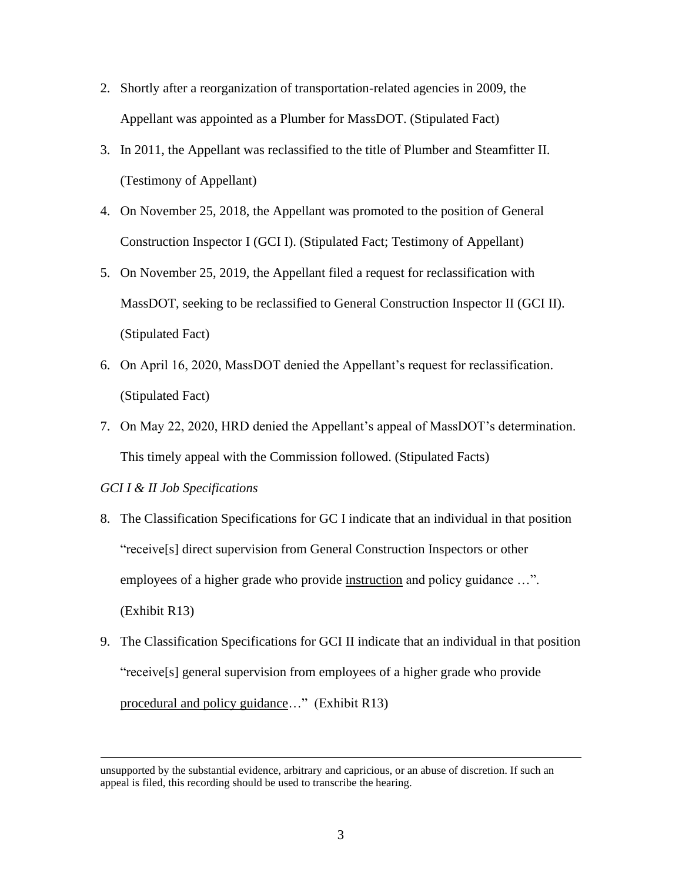2. Shortly after a reorganization of transportation-related agencies in 2009, the Appellant was appointed as a Plumber for MassDOT. (Stipulated Fact)
3. In 2011, the Appellant was reclassified to the title of Plumber and Steamfitter II. (Testimony of Appellant)
4. On November 25, 2018, the Appellant was promoted to the position of General Construction Inspector I (GCI I). (Stipulated Fact; Testimony of Appellant)
5. On November 25, 2019, the Appellant filed a request for reclassification with MassDOT, seeking to be reclassified to General Construction Inspector II (GCI II). (Stipulated Fact)
6. On April 16, 2020, MassDOT denied the Appellant's request for reclassification. (Stipulated Fact)
7. On May 22, 2020, HRD denied the Appellant's appeal of MassDOT's determination. This timely appeal with the Commission followed. (Stipulated Facts)

*GCI I & II Job Specifications*

8. The Classification Specifications for GC I indicate that an individual in that position "receive[s] direct supervision from General Construction Inspectors or other employees of a higher grade who provide <u>instruction</u> and policy guidance …". (Exhibit R13)
9. The Classification Specifications for GCI II indicate that an individual in that position "receive[s] general supervision from employees of a higher grade who provide <u>procedural and policy guidance</u>…" (Exhibit R13)

---

unsupported by the substantial evidence, arbitrary and capricious, or an abuse of discretion. If such an appeal is filed, this recording should be used to transcribe the hearing.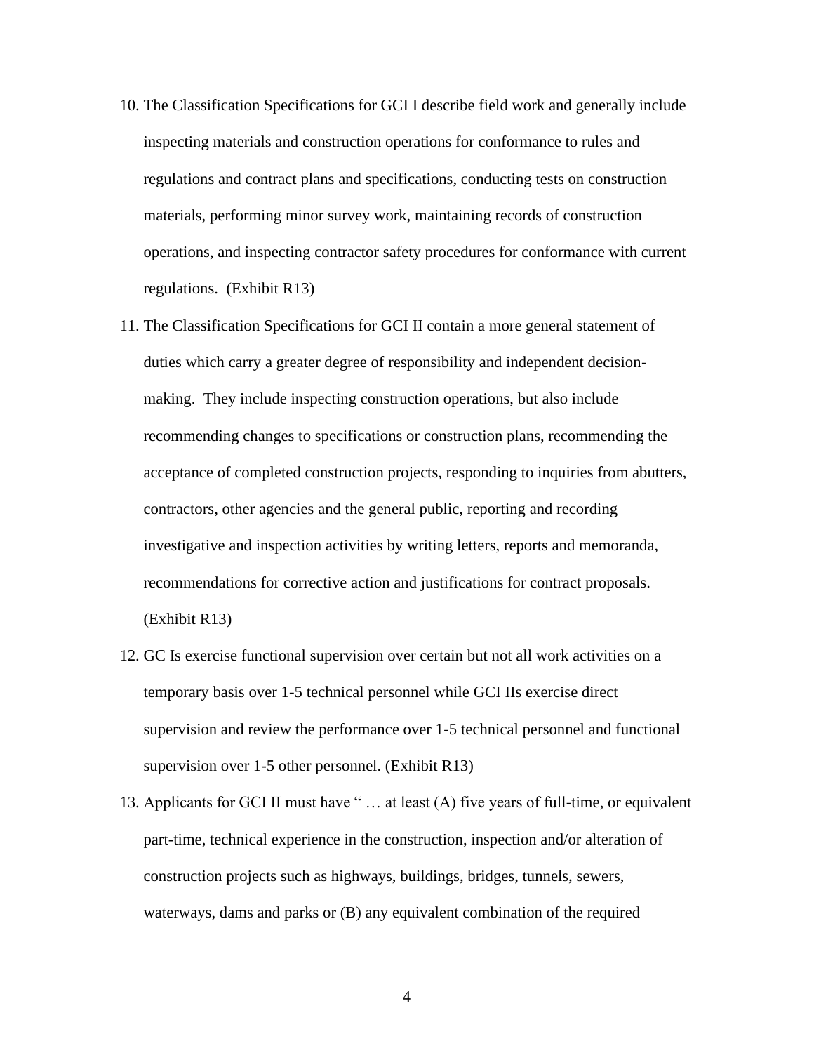10. The Classification Specifications for GCI I describe field work and generally include inspecting materials and construction operations for conformance to rules and regulations and contract plans and specifications, conducting tests on construction materials, performing minor survey work, maintaining records of construction operations, and inspecting contractor safety procedures for conformance with current regulations. (Exhibit R13)

11. The Classification Specifications for GCI II contain a more general statement of duties which carry a greater degree of responsibility and independent decision-making. They include inspecting construction operations, but also include recommending changes to specifications or construction plans, recommending the acceptance of completed construction projects, responding to inquiries from abutters, contractors, other agencies and the general public, reporting and recording investigative and inspection activities by writing letters, reports and memoranda, recommendations for corrective action and justifications for contract proposals. (Exhibit R13)

12. GC Is exercise functional supervision over certain but not all work activities on a temporary basis over 1-5 technical personnel while GCI IIs exercise direct supervision and review the performance over 1-5 technical personnel and functional supervision over 1-5 other personnel. (Exhibit R13)

13. Applicants for GCI II must have " … at least (A) five years of full-time, or equivalent part-time, technical experience in the construction, inspection and/or alteration of construction projects such as highways, buildings, bridges, tunnels, sewers, waterways, dams and parks or (B) any equivalent combination of the required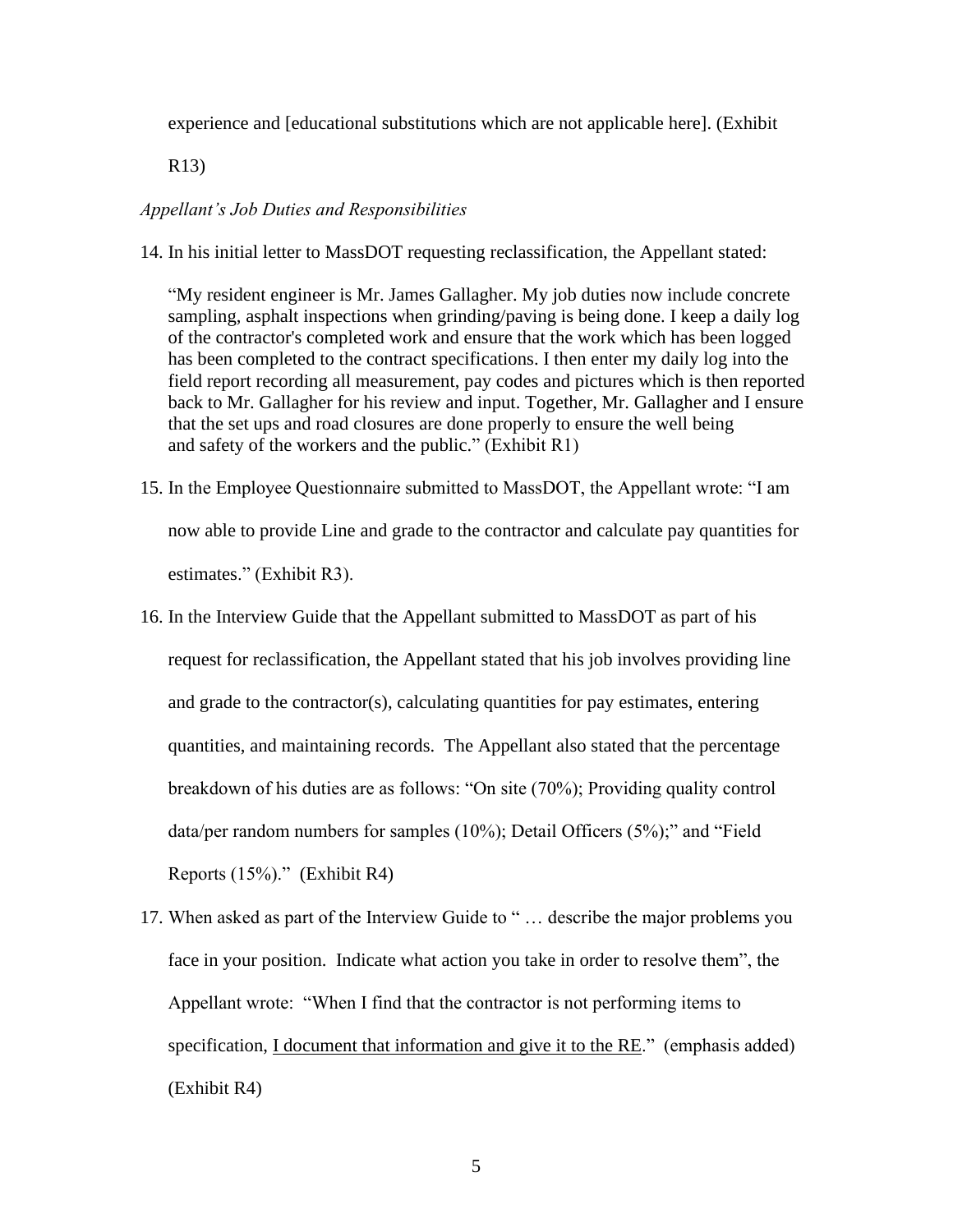experience and [educational substitutions which are not applicable here]. (Exhibit R13)

*Appellant's Job Duties and Responsibilities*

14. In his initial letter to MassDOT requesting reclassification, the Appellant stated:

    "My resident engineer is Mr. James Gallagher. My job duties now include concrete sampling, asphalt inspections when grinding/paving is being done. I keep a daily log of the contractor's completed work and ensure that the work which has been logged has been completed to the contract specifications. I then enter my daily log into the field report recording all measurement, pay codes and pictures which is then reported back to Mr. Gallagher for his review and input. Together, Mr. Gallagher and I ensure that the set ups and road closures are done properly to ensure the well being and safety of the workers and the public." (Exhibit R1)

15. In the Employee Questionnaire submitted to MassDOT, the Appellant wrote: "I am now able to provide Line and grade to the contractor and calculate pay quantities for estimates." (Exhibit R3).

16. In the Interview Guide that the Appellant submitted to MassDOT as part of his request for reclassification, the Appellant stated that his job involves providing line and grade to the contractor(s), calculating quantities for pay estimates, entering quantities, and maintaining records. The Appellant also stated that the percentage breakdown of his duties are as follows: "On site (70%); Providing quality control data/per random numbers for samples (10%); Detail Officers (5%);" and "Field Reports (15%)." (Exhibit R4)

17. When asked as part of the Interview Guide to " … describe the major problems you face in your position. Indicate what action you take in order to resolve them", the Appellant wrote: "When I find that the contractor is not performing items to specification, <u>I document that information and give it to the RE</u>." (emphasis added) (Exhibit R4)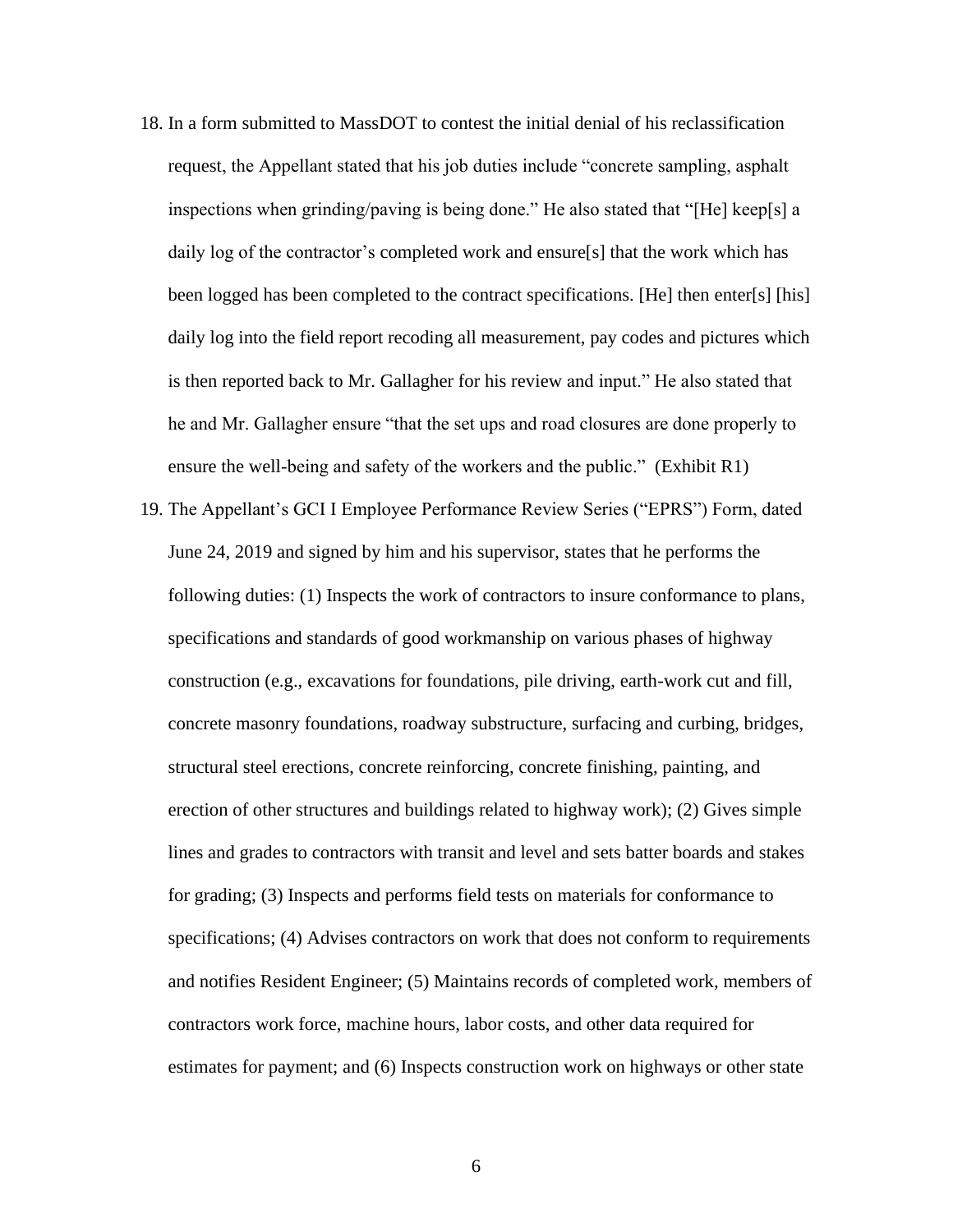18. In a form submitted to MassDOT to contest the initial denial of his reclassification request, the Appellant stated that his job duties include "concrete sampling, asphalt inspections when grinding/paving is being done." He also stated that "[He] keep[s] a daily log of the contractor's completed work and ensure[s] that the work which has been logged has been completed to the contract specifications. [He] then enter[s] [his] daily log into the field report recoding all measurement, pay codes and pictures which is then reported back to Mr. Gallagher for his review and input." He also stated that he and Mr. Gallagher ensure "that the set ups and road closures are done properly to ensure the well-being and safety of the workers and the public." (Exhibit R1)

19. The Appellant's GCI I Employee Performance Review Series ("EPRS") Form, dated June 24, 2019 and signed by him and his supervisor, states that he performs the following duties: (1) Inspects the work of contractors to insure conformance to plans, specifications and standards of good workmanship on various phases of highway construction (e.g., excavations for foundations, pile driving, earth-work cut and fill, concrete masonry foundations, roadway substructure, surfacing and curbing, bridges, structural steel erections, concrete reinforcing, concrete finishing, painting, and erection of other structures and buildings related to highway work); (2) Gives simple lines and grades to contractors with transit and level and sets batter boards and stakes for grading; (3) Inspects and performs field tests on materials for conformance to specifications; (4) Advises contractors on work that does not conform to requirements and notifies Resident Engineer; (5) Maintains records of completed work, members of contractors work force, machine hours, labor costs, and other data required for estimates for payment; and (6) Inspects construction work on highways or other state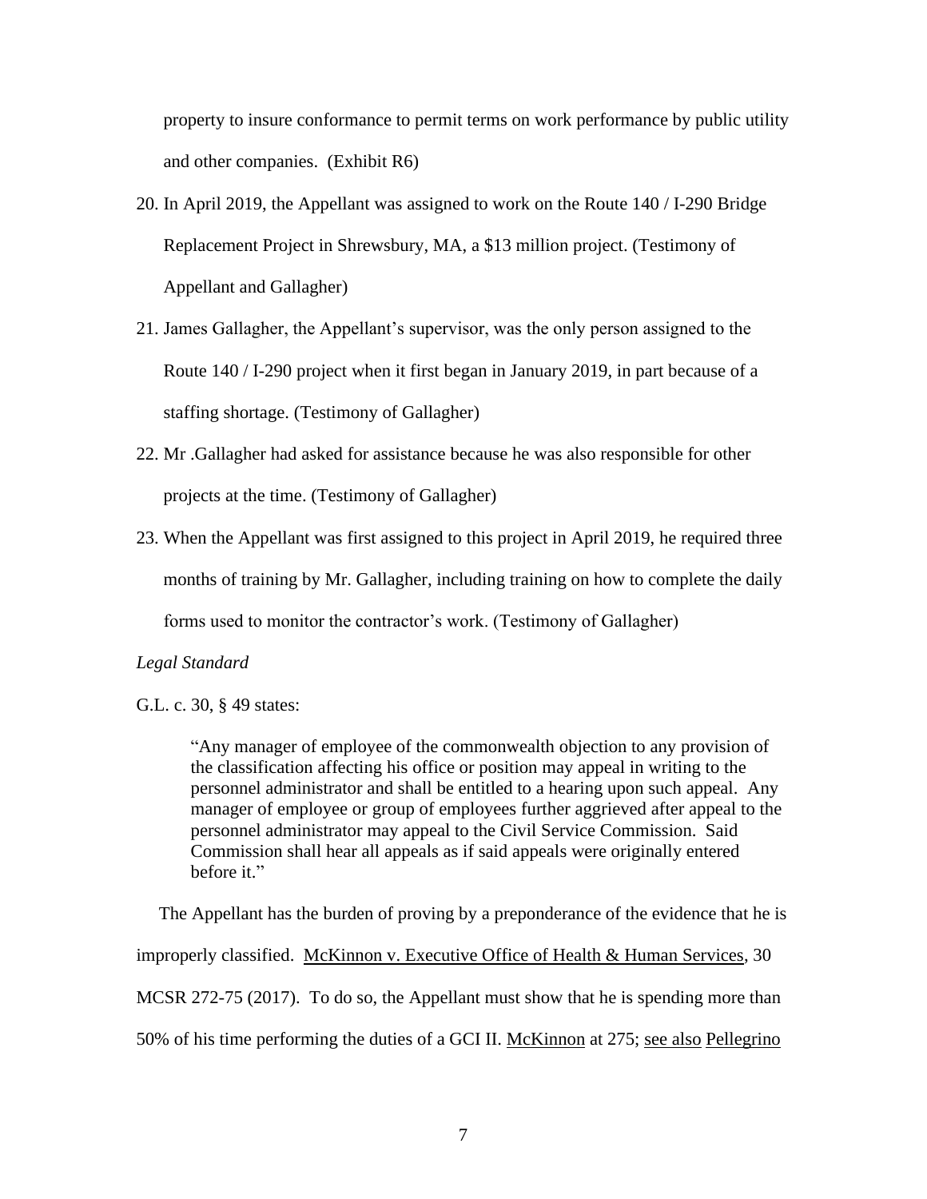property to insure conformance to permit terms on work performance by public utility and other companies. (Exhibit R6)

20. In April 2019, the Appellant was assigned to work on the Route 140 / I-290 Bridge Replacement Project in Shrewsbury, MA, a $13 million project. (Testimony of Appellant and Gallagher)
21. James Gallagher, the Appellant's supervisor, was the only person assigned to the Route 140 / I-290 project when it first began in January 2019, in part because of a staffing shortage. (Testimony of Gallagher)
22. Mr .Gallagher had asked for assistance because he was also responsible for other projects at the time. (Testimony of Gallagher)
23. When the Appellant was first assigned to this project in April 2019, he required three months of training by Mr. Gallagher, including training on how to complete the daily forms used to monitor the contractor's work. (Testimony of Gallagher)

*Legal Standard*

G.L. c. 30, § 49 states:

> "Any manager of employee of the commonwealth objection to any provision of the classification affecting his office or position may appeal in writing to the personnel administrator and shall be entitled to a hearing upon such appeal. Any manager of employee or group of employees further aggrieved after appeal to the personnel administrator may appeal to the Civil Service Commission. Said Commission shall hear all appeals as if said appeals were originally entered before it."

The Appellant has the burden of proving by a preponderance of the evidence that he is improperly classified. McKinnon v. Executive Office of Health & Human Services, 30 MCSR 272-75 (2017). To do so, the Appellant must show that he is spending more than 50% of his time performing the duties of a GCI II. McKinnon at 275; see also Pellegrino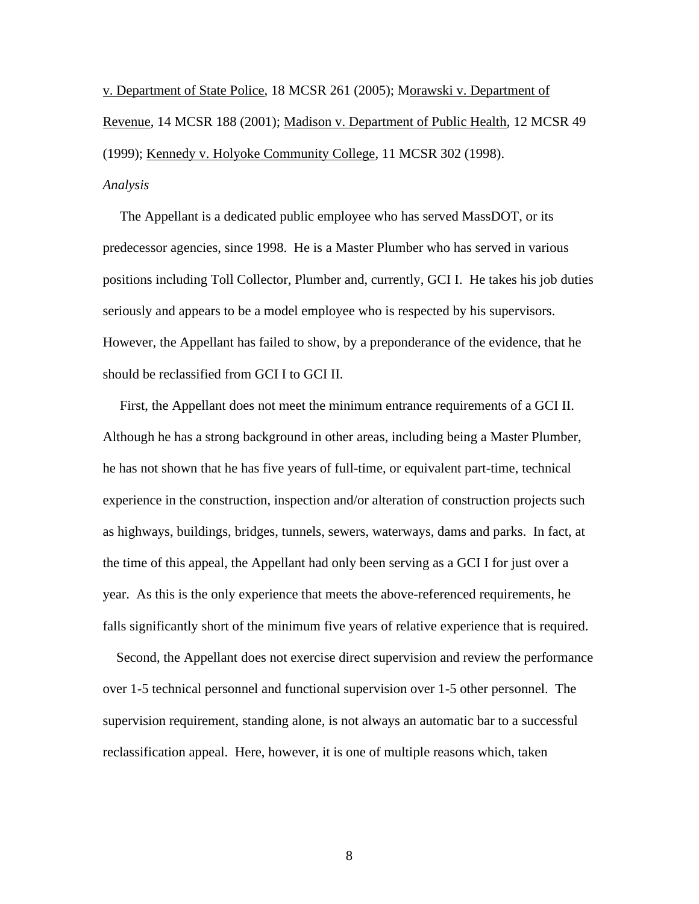v. Department of State Police, 18 MCSR 261 (2005); Morawski v. Department of Revenue, 14 MCSR 188 (2001); Madison v. Department of Public Health, 12 MCSR 49 (1999); Kennedy v. Holyoke Community College, 11 MCSR 302 (1998).

*Analysis*

The Appellant is a dedicated public employee who has served MassDOT, or its predecessor agencies, since 1998. He is a Master Plumber who has served in various positions including Toll Collector, Plumber and, currently, GCI I. He takes his job duties seriously and appears to be a model employee who is respected by his supervisors. However, the Appellant has failed to show, by a preponderance of the evidence, that he should be reclassified from GCI I to GCI II.

First, the Appellant does not meet the minimum entrance requirements of a GCI II. Although he has a strong background in other areas, including being a Master Plumber, he has not shown that he has five years of full-time, or equivalent part-time, technical experience in the construction, inspection and/or alteration of construction projects such as highways, buildings, bridges, tunnels, sewers, waterways, dams and parks. In fact, at the time of this appeal, the Appellant had only been serving as a GCI I for just over a year. As this is the only experience that meets the above-referenced requirements, he falls significantly short of the minimum five years of relative experience that is required.

Second, the Appellant does not exercise direct supervision and review the performance over 1-5 technical personnel and functional supervision over 1-5 other personnel. The supervision requirement, standing alone, is not always an automatic bar to a successful reclassification appeal. Here, however, it is one of multiple reasons which, taken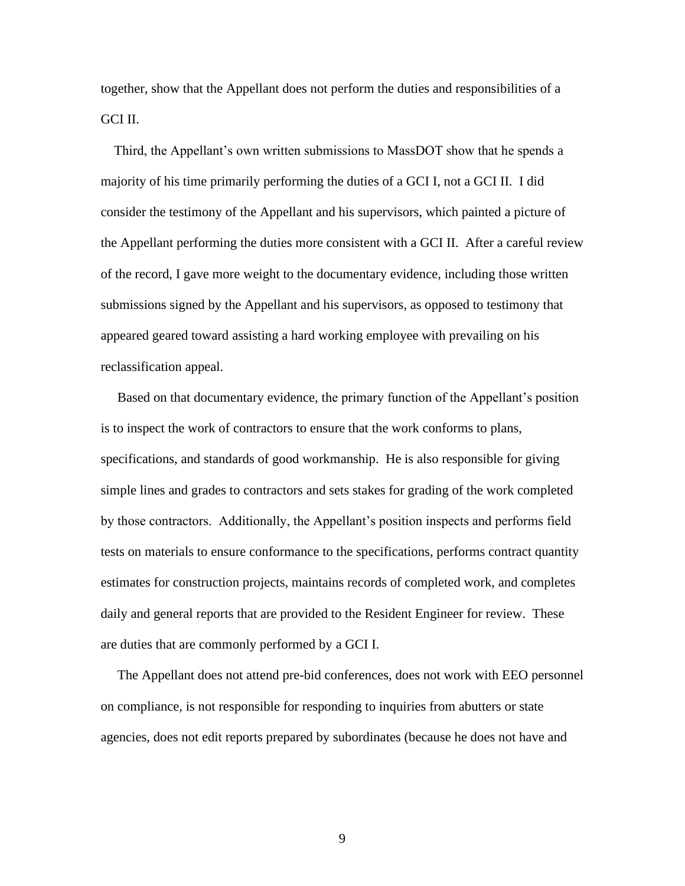together, show that the Appellant does not perform the duties and responsibilities of a GCI II.

Third, the Appellant's own written submissions to MassDOT show that he spends a majority of his time primarily performing the duties of a GCI I, not a GCI II. I did consider the testimony of the Appellant and his supervisors, which painted a picture of the Appellant performing the duties more consistent with a GCI II. After a careful review of the record, I gave more weight to the documentary evidence, including those written submissions signed by the Appellant and his supervisors, as opposed to testimony that appeared geared toward assisting a hard working employee with prevailing on his reclassification appeal.

Based on that documentary evidence, the primary function of the Appellant's position is to inspect the work of contractors to ensure that the work conforms to plans, specifications, and standards of good workmanship. He is also responsible for giving simple lines and grades to contractors and sets stakes for grading of the work completed by those contractors. Additionally, the Appellant's position inspects and performs field tests on materials to ensure conformance to the specifications, performs contract quantity estimates for construction projects, maintains records of completed work, and completes daily and general reports that are provided to the Resident Engineer for review. These are duties that are commonly performed by a GCI I.

The Appellant does not attend pre-bid conferences, does not work with EEO personnel on compliance, is not responsible for responding to inquiries from abutters or state agencies, does not edit reports prepared by subordinates (because he does not have and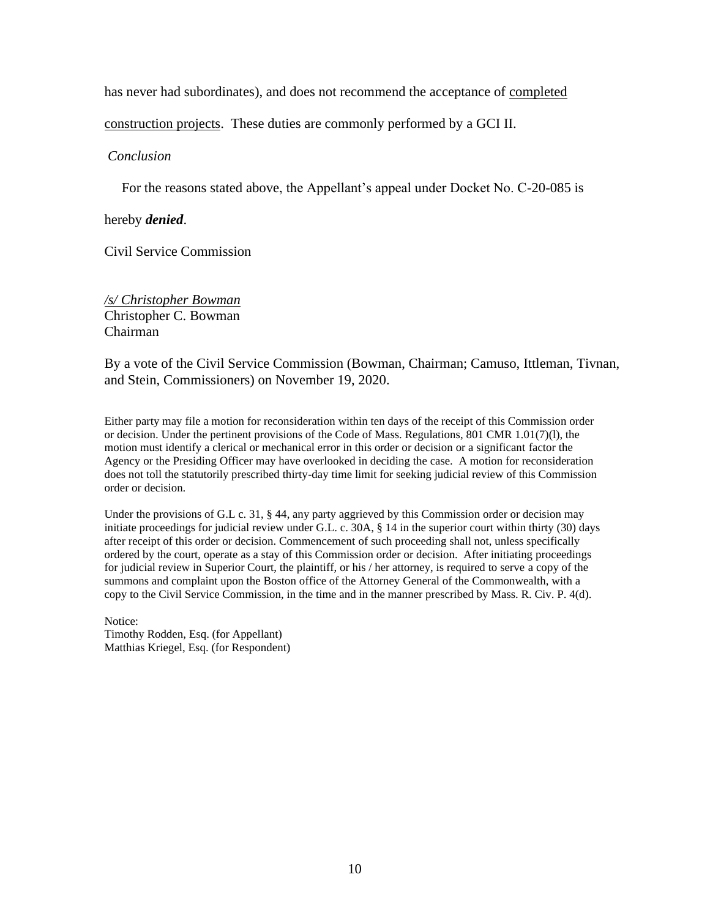has never had subordinates), and does not recommend the acceptance of completed construction projects. These duties are commonly performed by a GCI II.

*Conclusion*

For the reasons stated above, the Appellant's appeal under Docket No. C-20-085 is hereby ***denied***.

Civil Service Commission

*/s/ Christopher Bowman*
Christopher C. Bowman
Chairman

By a vote of the Civil Service Commission (Bowman, Chairman; Camuso, Ittleman, Tivnan, and Stein, Commissioners) on November 19, 2020.

Either party may file a motion for reconsideration within ten days of the receipt of this Commission order or decision. Under the pertinent provisions of the Code of Mass. Regulations, 801 CMR 1.01(7)(l), the motion must identify a clerical or mechanical error in this order or decision or a significant factor the Agency or the Presiding Officer may have overlooked in deciding the case. A motion for reconsideration does not toll the statutorily prescribed thirty-day time limit for seeking judicial review of this Commission order or decision.

Under the provisions of G.L c. 31, § 44, any party aggrieved by this Commission order or decision may initiate proceedings for judicial review under G.L. c. 30A, § 14 in the superior court within thirty (30) days after receipt of this order or decision. Commencement of such proceeding shall not, unless specifically ordered by the court, operate as a stay of this Commission order or decision. After initiating proceedings for judicial review in Superior Court, the plaintiff, or his / her attorney, is required to serve a copy of the summons and complaint upon the Boston office of the Attorney General of the Commonwealth, with a copy to the Civil Service Commission, in the time and in the manner prescribed by Mass. R. Civ. P. 4(d).

Notice:
Timothy Rodden, Esq. (for Appellant)
Matthias Kriegel, Esq. (for Respondent)